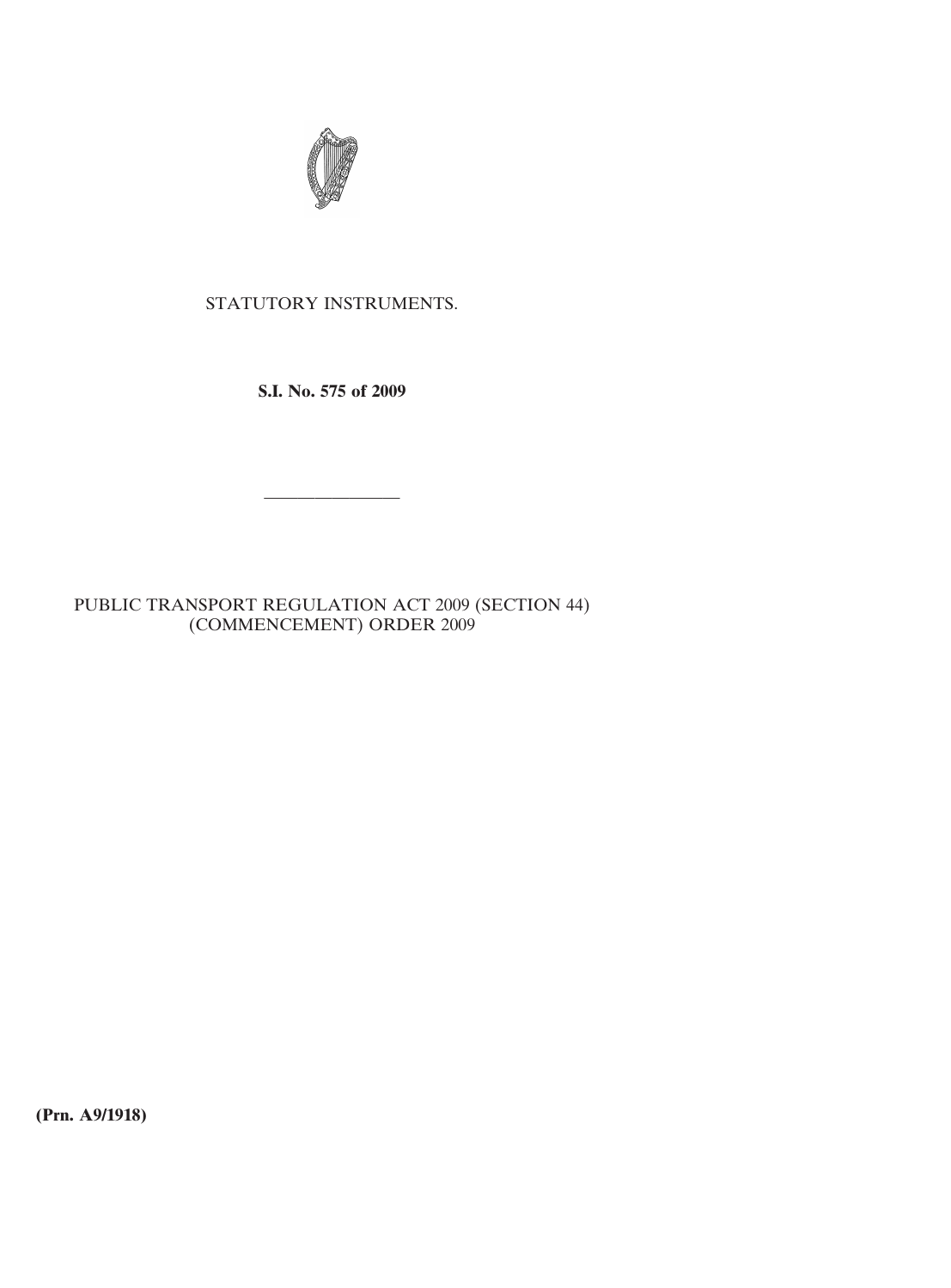STATUTORY INSTRUMENTS.

**S.I. No. 575 of 2009**

———————

PUBLIC TRANSPORT REGULATION ACT 2009 (SECTION 44) (COMMENCEMENT) ORDER 2009

**(Prn. A9/1918)**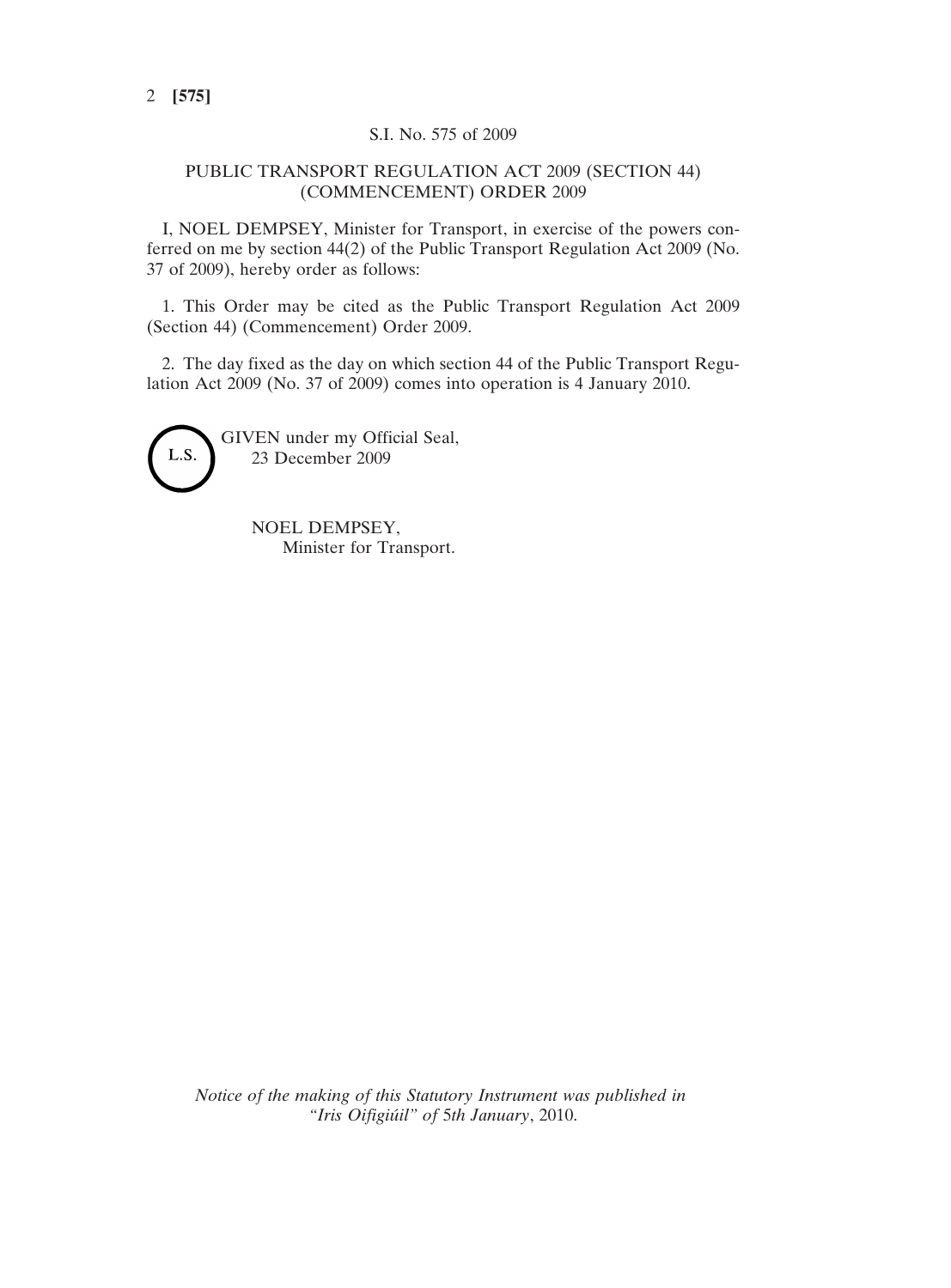S.I. No. 575 of 2009

# PUBLIC TRANSPORT REGULATION ACT 2009 (SECTION 44) (COMMENCEMENT) ORDER 2009

I, NOEL DEMPSEY, Minister for Transport, in exercise of the powers conferred on me by section 44(2) of the Public Transport Regulation Act 2009 (No. 37 of 2009), hereby order as follows:

1. This Order may be cited as the Public Transport Regulation Act 2009 (Section 44) (Commencement) Order 2009.

2. The day fixed as the day on which section 44 of the Public Transport Regulation Act 2009 (No. 37 of 2009) comes into operation is 4 January 2010.

L.S.

GIVEN under my Official Seal,
23 December 2009

NOEL DEMPSEY,
Minister for Transport.

*Notice of the making of this Statutory Instrument was published in "Iris Oifigiúil" of 5th January, 2010.*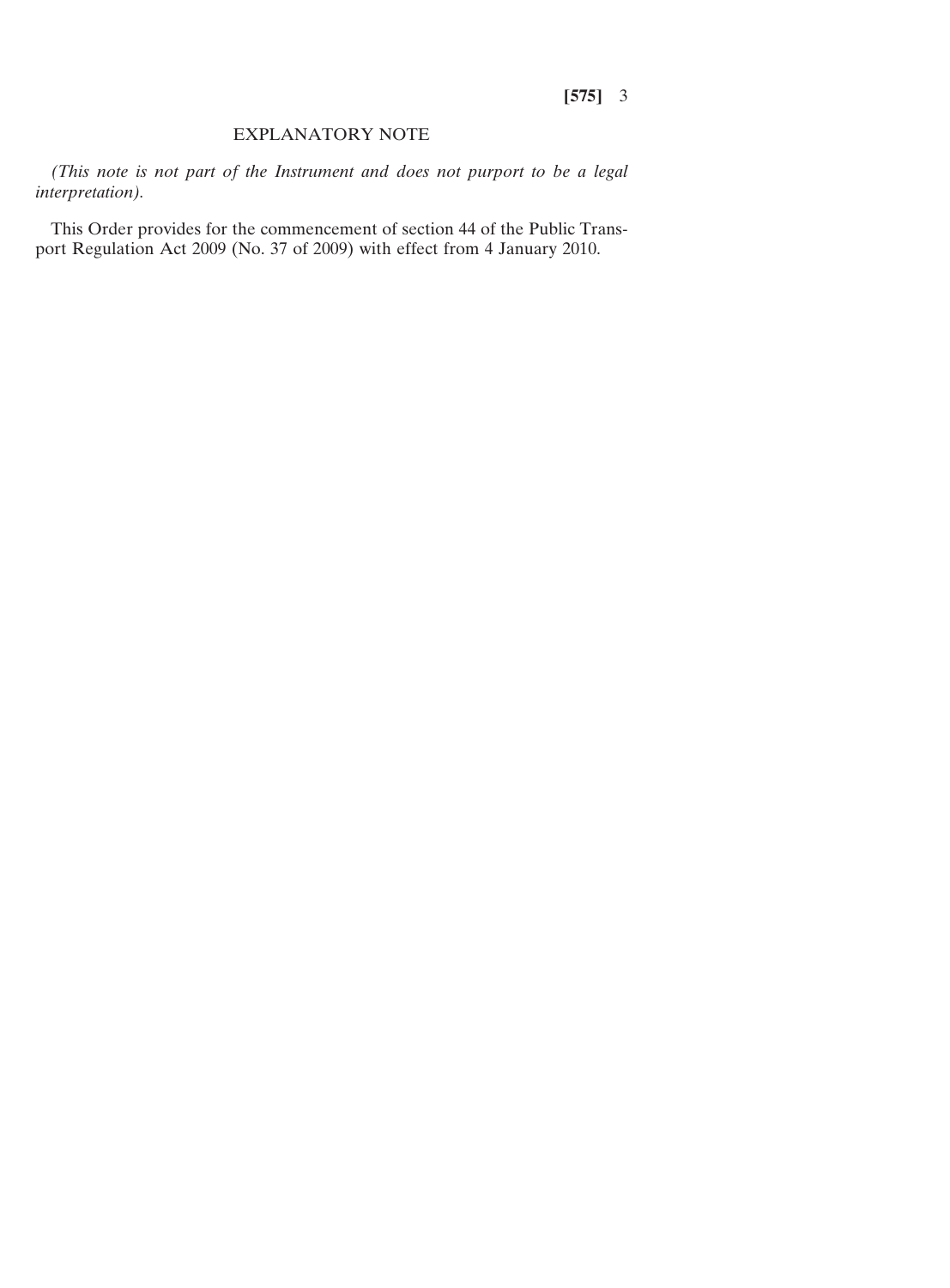## EXPLANATORY NOTE

*(This note is not part of the Instrument and does not purport to be a legal interpretation).*

This Order provides for the commencement of section 44 of the Public Transport Regulation Act 2009 (No. 37 of 2009) with effect from 4 January 2010.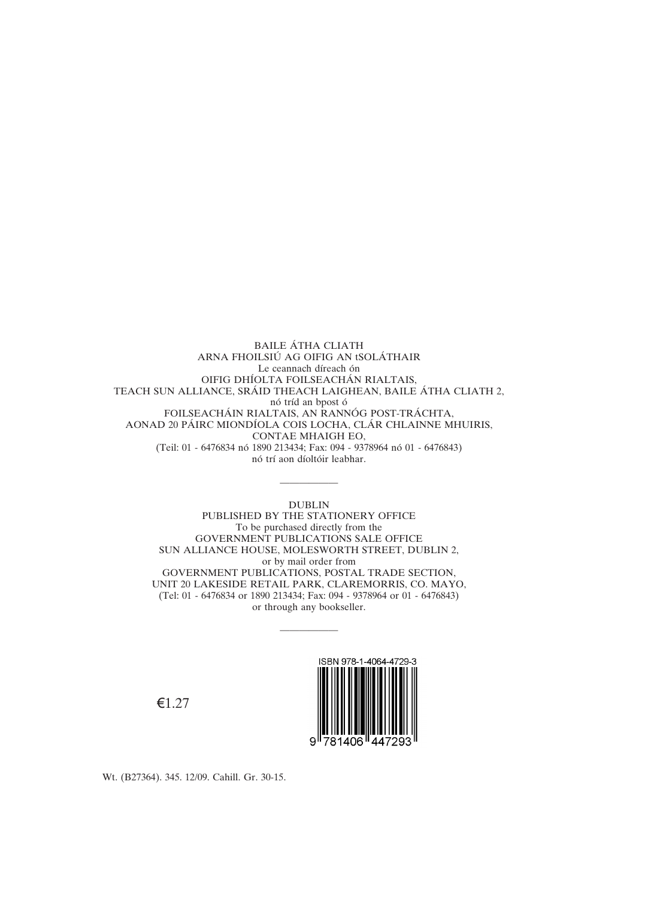BAILE ÁTHA CLIATH
ARNA FHOILSIÚ AG OIFIG AN tSOLÁTHAIR
Le ceannach díreach ón
OIFIG DHÍOLTA FOILSEACHÁN RIALTAIS,
TEACH SUN ALLIANCE, SRÁID THEACH LAIGHEAN, BAILE ÁTHA CLIATH 2,
nó tríd an bpost ó
FOILSEACHÁIN RIALTAIS, AN RANNÓG POST-TRÁCHTA,
AONAD 20 PÁIRC MIONDÍOLA COIS LOCHA, CLÁR CHLAINNE MHUIRIS,
CONTAE MHAIGH EO,
(Teil: 01 - 6476834 nó 1890 213434; Fax: 094 - 9378964 nó 01 - 6476843)
nó trí aon díoltóir leabhar.

---

DUBLIN
PUBLISHED BY THE STATIONERY OFFICE
To be purchased directly from the
GOVERNMENT PUBLICATIONS SALE OFFICE
SUN ALLIANCE HOUSE, MOLESWORTH STREET, DUBLIN 2,
or by mail order from
GOVERNMENT PUBLICATIONS, POSTAL TRADE SECTION,
UNIT 20 LAKESIDE RETAIL PARK, CLAREMORRIS, CO. MAYO,
(Tel: 01 - 6476834 or 1890 213434; Fax: 094 - 9378964 or 01 - 6476843)
or through any bookseller.

---

€1.27

ISBN 978-1-4064-4729-3

9 781406 447293

Wt. (B27364). 345. 12/09. Cahill. Gr. 30-15.